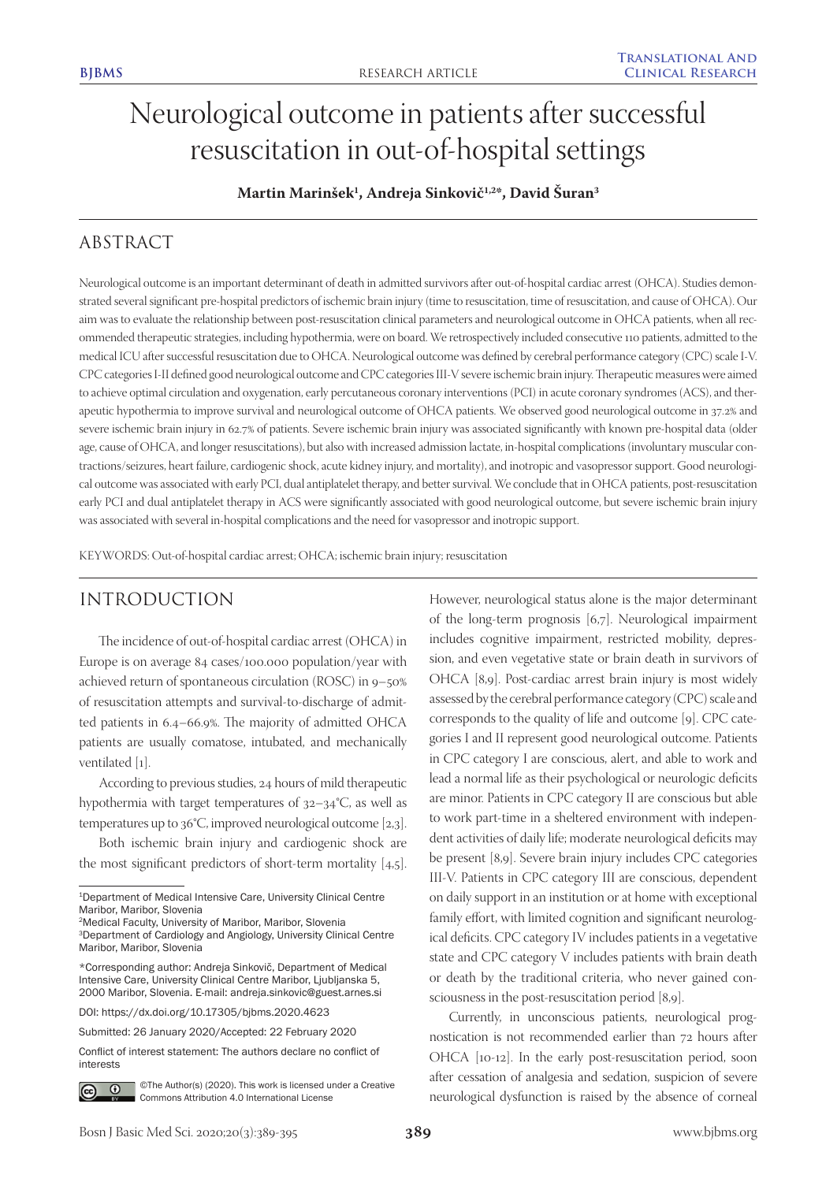# Neurological outcome in patients after successful resuscitation in out-of-hospital settings

**Martin Marinšek[1], Andreja Sinkovič[1,2*], David Šuran[3]**

## ABSTRACT

Neurological outcome is an important determinant of death in admitted survivors after out-of-hospital cardiac arrest (OHCA). Studies demonstrated several significant pre-hospital predictors of ischemic brain injury (time to resuscitation, time of resuscitation, and cause of OHCA). Our aim was to evaluate the relationship between post-resuscitation clinical parameters and neurological outcome in OHCA patients, when all recommended therapeutic strategies, including hypothermia, were on board. We retrospectively included consecutive 110 patients, admitted to the medical ICU after successful resuscitation due to OHCA. Neurological outcome was defined by cerebral performance category (CPC) scale I-V. CPC categories I-II defined good neurological outcome and CPC categories III-V severe ischemic brain injury. Therapeutic measures were aimed to achieve optimal circulation and oxygenation, early percutaneous coronary interventions (PCI) in acute coronary syndromes (ACS), and therapeutic hypothermia to improve survival and neurological outcome of OHCA patients. We observed good neurological outcome in 37.2% and severe ischemic brain injury in 62.7% of patients. Severe ischemic brain injury was associated significantly with known pre-hospital data (older age, cause of OHCA, and longer resuscitations), but also with increased admission lactate, in-hospital complications (involuntary muscular contractions/seizures, heart failure, cardiogenic shock, acute kidney injury, and mortality), and inotropic and vasopressor support. Good neurological outcome was associated with early PCI, dual antiplatelet therapy, and better survival. We conclude that in OHCA patients, post-resuscitation early PCI and dual antiplatelet therapy in ACS were significantly associated with good neurological outcome, but severe ischemic brain injury was associated with several in-hospital complications and the need for vasopressor and inotropic support.

KEYWORDS: Out-of-hospital cardiac arrest; OHCA; ischemic brain injury; resuscitation

## INTRODUCTION

The incidence of out-of-hospital cardiac arrest (OHCA) in Europe is on average 84 cases/100.000 population/year with achieved return of spontaneous circulation (ROSC) in 9–50% of resuscitation attempts and survival-to-discharge of admitted patients in 6.4–66.9%. The majority of admitted OHCA patients are usually comatose, intubated, and mechanically ventilated [1].

According to previous studies, 24 hours of mild therapeutic hypothermia with target temperatures of 32–34°C, as well as temperatures up to 36°C, improved neurological outcome [2,3].

Both ischemic brain injury and cardiogenic shock are the most significant predictors of short-term mortality [4,5]. However, neurological status alone is the major determinant of the long-term prognosis [6,7]. Neurological impairment includes cognitive impairment, restricted mobility, depression, and even vegetative state or brain death in survivors of OHCA [8,9]. Post-cardiac arrest brain injury is most widely assessed by the cerebral performance category (CPC) scale and corresponds to the quality of life and outcome [9]. CPC categories I and II represent good neurological outcome. Patients in CPC category I are conscious, alert, and able to work and lead a normal life as their psychological or neurologic deficits are minor. Patients in CPC category II are conscious but able to work part-time in a sheltered environment with independent activities of daily life; moderate neurological deficits may be present [8,9]. Severe brain injury includes CPC categories III-V. Patients in CPC category III are conscious, dependent on daily support in an institution or at home with exceptional family effort, with limited cognition and significant neurological deficits. CPC category IV includes patients in a vegetative state and CPC category V includes patients with brain death or death by the traditional criteria, who never gained consciousness in the post-resuscitation period [8,9].

Currently, in unconscious patients, neurological prognostication is not recommended earlier than 72 hours after OHCA [10-12]. In the early post-resuscitation period, soon after cessation of analgesia and sedation, suspicion of severe neurological dysfunction is raised by the absence of corneal

[1]Department of Medical Intensive Care, University Clinical Centre Maribor, Maribor, Slovenia
[2]Medical Faculty, University of Maribor, Maribor, Slovenia
[3]Department of Cardiology and Angiology, University Clinical Centre Maribor, Maribor, Slovenia

*Corresponding author: Andreja Sinkovič, Department of Medical Intensive Care, University Clinical Centre Maribor, Ljubljanska 5, 2000 Maribor, Slovenia. E-mail: andreja.sinkovic@guest.arnes.si

DOI: https://dx.doi.org/10.17305/bjbms.2020.4623

Submitted: 26 January 2020/Accepted: 22 February 2020

Conflict of interest statement: The authors declare no conflict of interests

©The Author(s) (2020). This work is licensed under a Creative Commons Attribution 4.0 International License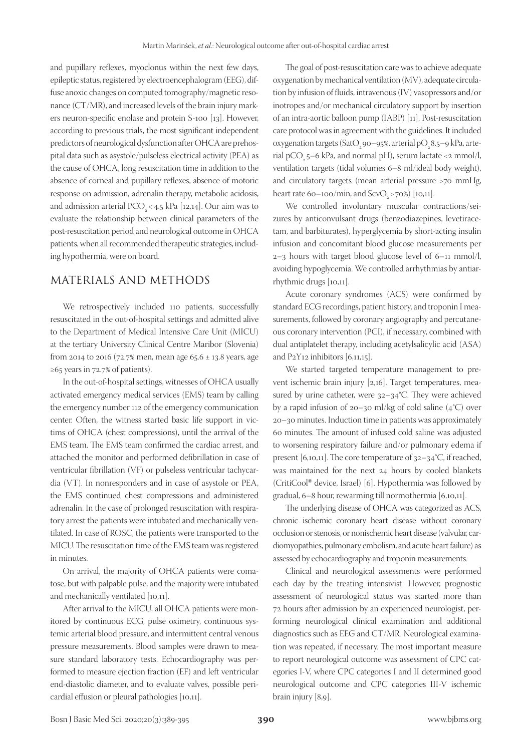and pupillary reflexes, myoclonus within the next few days, epileptic status, registered by electroencephalogram (EEG), diffuse anoxic changes on computed tomography/magnetic resonance (CT/MR), and increased levels of the brain injury markers neuron-specific enolase and protein S-100 [13]. However, according to previous trials, the most significant independent predictors of neurological dysfunction after OHCA are prehospital data such as asystole/pulseless electrical activity (PEA) as the cause of OHCA, long resuscitation time in addition to the absence of corneal and pupillary reflexes, absence of motoric response on admission, adrenalin therapy, metabolic acidosis, and admission arterial $PCO_2 < 4.5$ kPa [12,14]. Our aim was to evaluate the relationship between clinical parameters of the post-resuscitation period and neurological outcome in OHCA patients, when all recommended therapeutic strategies, including hypothermia, were on board.

## MATERIALS AND METHODS

We retrospectively included 110 patients, successfully resuscitated in the out-of-hospital settings and admitted alive to the Department of Medical Intensive Care Unit (MICU) at the tertiary University Clinical Centre Maribor (Slovenia) from 2014 to 2016 (72.7% men, mean age 65.6 ± 13.8 years, age ≥65 years in 72.7% of patients).

In the out-of-hospital settings, witnesses of OHCA usually activated emergency medical services (EMS) team by calling the emergency number 112 of the emergency communication center. Often, the witness started basic life support in victims of OHCA (chest compressions), until the arrival of the EMS team. The EMS team confirmed the cardiac arrest, and attached the monitor and performed defibrillation in case of ventricular fibrillation (VF) or pulseless ventricular tachycardia (VT). In nonresponders and in case of asystole or PEA, the EMS continued chest compressions and administered adrenalin. In the case of prolonged resuscitation with respiratory arrest the patients were intubated and mechanically ventilated. In case of ROSC, the patients were transported to the MICU. The resuscitation time of the EMS team was registered in minutes.

On arrival, the majority of OHCA patients were comatose, but with palpable pulse, and the majority were intubated and mechanically ventilated [10,11].

After arrival to the MICU, all OHCA patients were monitored by continuous ECG, pulse oximetry, continuous systemic arterial blood pressure, and intermittent central venous pressure measurements. Blood samples were drawn to measure standard laboratory tests. Echocardiography was performed to measure ejection fraction (EF) and left ventricular end-diastolic diameter, and to evaluate valves, possible pericardial effusion or pleural pathologies [10,11].

The goal of post-resuscitation care was to achieve adequate oxygenation by mechanical ventilation (MV), adequate circulation by infusion of fluids, intravenous (IV) vasopressors and/or inotropes and/or mechanical circulatory support by insertion of an intra-aortic balloon pump (IABP) [11]. Post-resuscitation care protocol was in agreement with the guidelines. It included oxygenation targets ($SatO_2$ 90–95%, arterial $pO_2$ 8.5–9 kPa, arterial $pCO_2$ 5–6 kPa, and normal pH), serum lactate <2 mmol/l, ventilation targets (tidal volumes 6–8 ml/ideal body weight), and circulatory targets (mean arterial pressure >70 mmHg, heart rate 60–100/min, and $ScvO_2$ > 70%) [10,11].

We controlled involuntary muscular contractions/seizures by anticonvulsant drugs (benzodiazepines, levetiracetam, and barbiturates), hyperglycemia by short-acting insulin infusion and concomitant blood glucose measurements per 2–3 hours with target blood glucose level of 6–11 mmol/l, avoiding hypoglycemia. We controlled arrhythmias by antiarrhythmic drugs [10,11].

Acute coronary syndromes (ACS) were confirmed by standard ECG recordings, patient history, and troponin I measurements, followed by coronary angiography and percutaneous coronary intervention (PCI), if necessary, combined with dual antiplatelet therapy, including acetylsalicylic acid (ASA) and P2Y12 inhibitors [6,11,15].

We started targeted temperature management to prevent ischemic brain injury [2,16]. Target temperatures, measured by urine catheter, were 32–34°C. They were achieved by a rapid infusion of 20–30 ml/kg of cold saline (4°C) over 20–30 minutes. Induction time in patients was approximately 60 minutes. The amount of infused cold saline was adjusted to worsening respiratory failure and/or pulmonary edema if present [6,10,11]. The core temperature of 32–34°C, if reached, was maintained for the next 24 hours by cooled blankets (CritiCool® device, Israel) [6]. Hypothermia was followed by gradual, 6–8 hour, rewarming till normothermia [6,10,11].

The underlying disease of OHCA was categorized as ACS, chronic ischemic coronary heart disease without coronary occlusion or stenosis, or nonischemic heart disease (valvular, cardiomyopathies, pulmonary embolism, and acute heart failure) as assessed by echocardiography and troponin measurements.

Clinical and neurological assessments were performed each day by the treating intensivist. However, prognostic assessment of neurological status was started more than 72 hours after admission by an experienced neurologist, performing neurological clinical examination and additional diagnostics such as EEG and CT/MR. Neurological examination was repeated, if necessary. The most important measure to report neurological outcome was assessment of CPC categories I-V, where CPC categories I and II determined good neurological outcome and CPC categories III-V ischemic brain injury [8,9].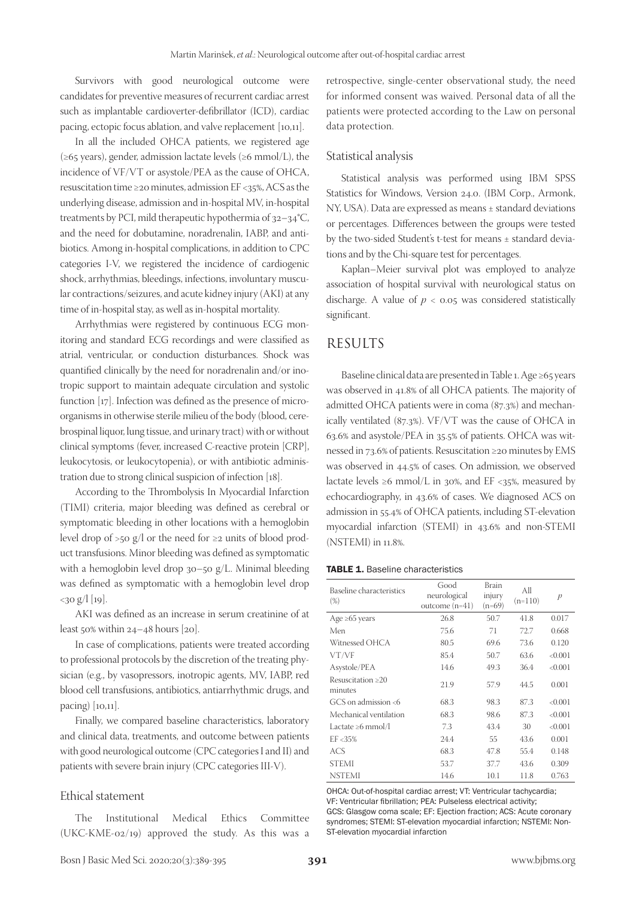Survivors with good neurological outcome were candidates for preventive measures of recurrent cardiac arrest such as implantable cardioverter-defibrillator (ICD), cardiac pacing, ectopic focus ablation, and valve replacement [10,11].

In all the included OHCA patients, we registered age (≥65 years), gender, admission lactate levels (≥6 mmol/L), the incidence of VF/VT or asystole/PEA as the cause of OHCA, resuscitation time ≥20 minutes, admission EF <35%, ACS as the underlying disease, admission and in-hospital MV, in-hospital treatments by PCI, mild therapeutic hypothermia of 32–34°C, and the need for dobutamine, noradrenalin, IABP, and antibiotics. Among in-hospital complications, in addition to CPC categories I-V, we registered the incidence of cardiogenic shock, arrhythmias, bleedings, infections, involuntary muscular contractions/seizures, and acute kidney injury (AKI) at any time of in-hospital stay, as well as in-hospital mortality.

Arrhythmias were registered by continuous ECG monitoring and standard ECG recordings and were classified as atrial, ventricular, or conduction disturbances. Shock was quantified clinically by the need for noradrenalin and/or inotropic support to maintain adequate circulation and systolic function [17]. Infection was defined as the presence of microorganisms in otherwise sterile milieu of the body (blood, cerebrospinal liquor, lung tissue, and urinary tract) with or without clinical symptoms (fever, increased C-reactive protein [CRP], leukocytosis, or leukocytopenia), or with antibiotic administration due to strong clinical suspicion of infection [18].

According to the Thrombolysis In Myocardial Infarction (TIMI) criteria, major bleeding was defined as cerebral or symptomatic bleeding in other locations with a hemoglobin level drop of >50 g/l or the need for ≥2 units of blood product transfusions. Minor bleeding was defined as symptomatic with a hemoglobin level drop 30–50 g/L. Minimal bleeding was defined as symptomatic with a hemoglobin level drop <30 g/l [19].

AKI was defined as an increase in serum creatinine of at least 50% within 24–48 hours [20].

In case of complications, patients were treated according to professional protocols by the discretion of the treating physician (e.g., by vasopressors, inotropic agents, MV, IABP, red blood cell transfusions, antibiotics, antiarrhythmic drugs, and pacing) [10,11].

Finally, we compared baseline characteristics, laboratory and clinical data, treatments, and outcome between patients with good neurological outcome (CPC categories I and II) and patients with severe brain injury (CPC categories III-V).

### Ethical statement

The Institutional Medical Ethics Committee (UKC-KME-02/19) approved the study. As this was a retrospective, single-center observational study, the need for informed consent was waived. Personal data of all the patients were protected according to the Law on personal data protection.

### Statistical analysis

Statistical analysis was performed using IBM SPSS Statistics for Windows, Version 24.0. (IBM Corp., Armonk, NY, USA). Data are expressed as means ± standard deviations or percentages. Differences between the groups were tested by the two-sided Student's t-test for means ± standard deviations and by the Chi-square test for percentages.

Kaplan–Meier survival plot was employed to analyze association of hospital survival with neurological status on discharge. A value of $p < 0.05$ was considered statistically significant.

## RESULTS

Baseline clinical data are presented in Table 1. Age ≥65 years was observed in 41.8% of all OHCA patients. The majority of admitted OHCA patients were in coma (87.3%) and mechanically ventilated (87.3%). VF/VT was the cause of OHCA in 63.6% and asystole/PEA in 35.5% of patients. OHCA was witnessed in 73.6% of patients. Resuscitation ≥20 minutes by EMS was observed in 44.5% of cases. On admission, we observed lactate levels ≥6 mmol/L in 30%, and EF <35%, measured by echocardiography, in 43.6% of cases. We diagnosed ACS on admission in 55.4% of OHCA patients, including ST-elevation myocardial infarction (STEMI) in 43.6% and non-STEMI (NSTEMI) in 11.8%.

**TABLE 1.** Baseline characteristics

| Baseline characteristics (%) | Good neurological outcome (n=41) | Brain injury (n=69) | All (n=110) | $p$ |
|---|---|---|---|---|
| Age ≥65 years | 26.8 | 50.7 | 41.8 | 0.017 |
| Men | 75.6 | 71 | 72.7 | 0.668 |
| Witnessed OHCA | 80.5 | 69.6 | 73.6 | 0.120 |
| VT/VF | 85.4 | 50.7 | 63.6 | <0.001 |
| Asystole/PEA | 14.6 | 49.3 | 36.4 | <0.001 |
| Resuscitation ≥20 minutes | 21.9 | 57.9 | 44.5 | 0.001 |
| GCS on admission <6 | 68.3 | 98.3 | 87.3 | <0.001 |
| Mechanical ventilation | 68.3 | 98.6 | 87.3 | <0.001 |
| Lactate ≥6 mmol/l | 7.3 | 43.4 | 30 | <0.001 |
| EF <35% | 24.4 | 55 | 43.6 | 0.001 |
| ACS | 68.3 | 47.8 | 55.4 | 0.148 |
| STEMI | 53.7 | 37.7 | 43.6 | 0.309 |
| NSTEMI | 14.6 | 10.1 | 11.8 | 0.763 |

OHCA: Out-of-hospital cardiac arrest; VT: Ventricular tachycardia; VF: Ventricular fibrillation; PEA: Pulseless electrical activity; GCS: Glasgow coma scale; EF: Ejection fraction; ACS: Acute coronary syndromes; STEMI: ST-elevation myocardial infarction; NSTEMI: Non-ST-elevation myocardial infarction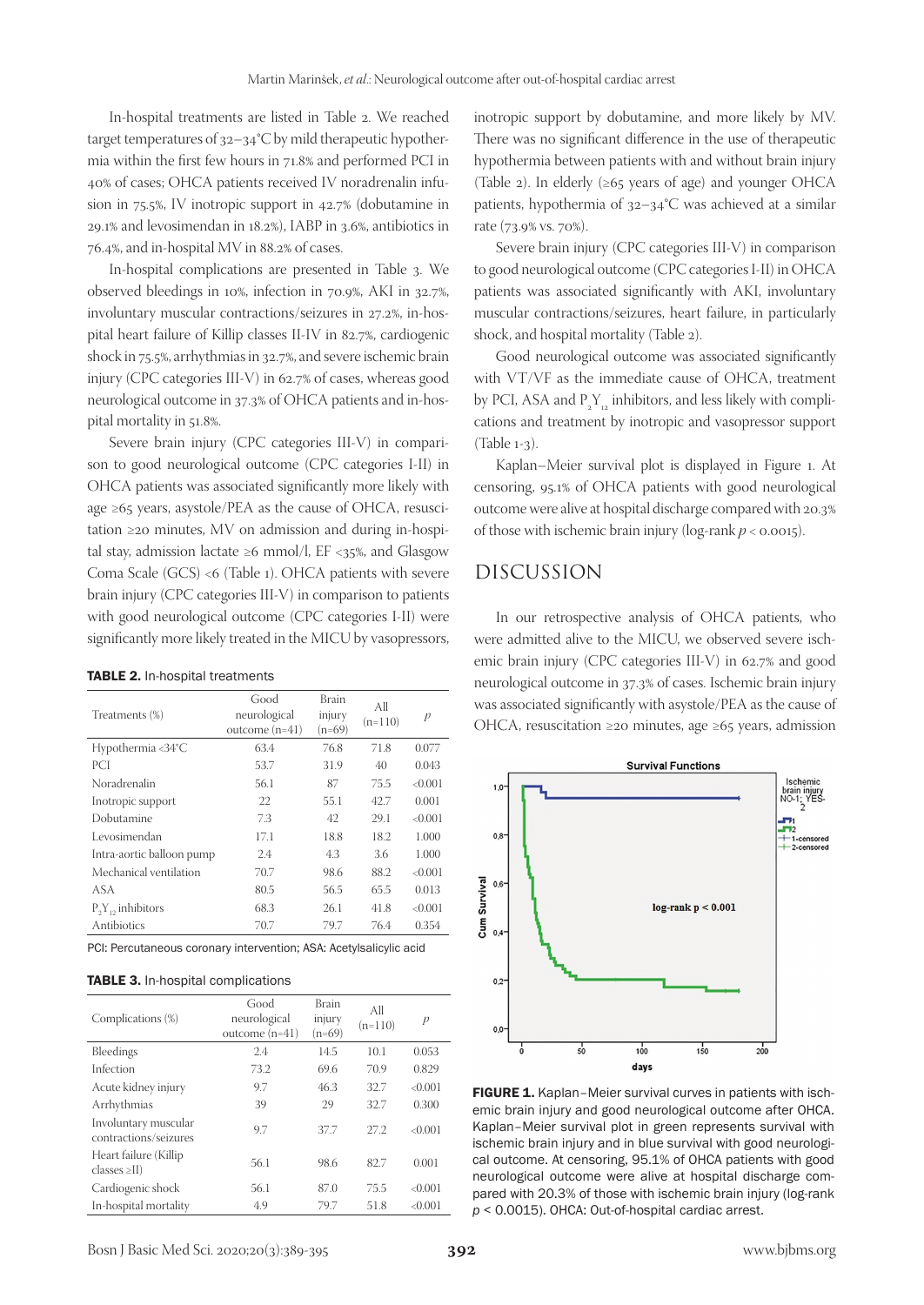In-hospital treatments are listed in Table 2. We reached target temperatures of 32–34°C by mild therapeutic hypothermia within the first few hours in 71.8% and performed PCI in 40% of cases; OHCA patients received IV noradrenalin infusion in 75.5%, IV inotropic support in 42.7% (dobutamine in 29.1% and levosimendan in 18.2%), IABP in 3.6%, antibiotics in 76.4%, and in-hospital MV in 88.2% of cases.

In-hospital complications are presented in Table 3. We observed bleedings in 10%, infection in 70.9%, AKI in 32.7%, involuntary muscular contractions/seizures in 27.2%, in-hospital heart failure of Killip classes II-IV in 82.7%, cardiogenic shock in 75.5%, arrhythmias in 32.7%, and severe ischemic brain injury (CPC categories III-V) in 62.7% of cases, whereas good neurological outcome in 37.3% of OHCA patients and in-hospital mortality in 51.8%.

Severe brain injury (CPC categories III-V) in comparison to good neurological outcome (CPC categories I-II) in OHCA patients was associated significantly more likely with age ≥65 years, asystole/PEA as the cause of OHCA, resuscitation ≥20 minutes, MV on admission and during in-hospital stay, admission lactate ≥6 mmol/l, EF <35%, and Glasgow Coma Scale (GCS) <6 (Table 1). OHCA patients with severe brain injury (CPC categories III-V) in comparison to patients with good neurological outcome (CPC categories I-II) were significantly more likely treated in the MICU by vasopressors, inotropic support by dobutamine, and more likely by MV. There was no significant difference in the use of therapeutic hypothermia between patients with and without brain injury (Table 2). In elderly (≥65 years of age) and younger OHCA patients, hypothermia of 32–34°C was achieved at a similar rate (73.9% vs. 70%).

Severe brain injury (CPC categories III-V) in comparison to good neurological outcome (CPC categories I-II) in OHCA patients was associated significantly with AKI, involuntary muscular contractions/seizures, heart failure, in particularly shock, and hospital mortality (Table 2).

Good neurological outcome was associated significantly with VT/VF as the immediate cause of OHCA, treatment by PCI, ASA and $P_2Y_{12}$ inhibitors, and less likely with complications and treatment by inotropic and vasopressor support (Table 1-3).

Kaplan–Meier survival plot is displayed in Figure 1. At censoring, 95.1% of OHCA patients with good neurological outcome were alive at hospital discharge compared with 20.3% of those with ischemic brain injury (log-rank $p < 0.0015$).

**TABLE 2.** In-hospital treatments

| Treatments (%) | Good neurological outcome (n=41) | Brain injury (n=69) | All (n=110) | *p* |
|---|---|---|---|---|
| Hypothermia <34°C | 63.4 | 76.8 | 71.8 | 0.077 |
| PCI | 53.7 | 31.9 | 40 | 0.043 |
| Noradrenalin | 56.1 | 87 | 75.5 | <0.001 |
| Inotropic support | 22 | 55.1 | 42.7 | 0.001 |
| Dobutamine | 7.3 | 42 | 29.1 | <0.001 |
| Levosimendan | 17.1 | 18.8 | 18.2 | 1.000 |
| Intra-aortic balloon pump | 2.4 | 4.3 | 3.6 | 1.000 |
| Mechanical ventilation | 70.7 | 98.6 | 88.2 | <0.001 |
| ASA | 80.5 | 56.5 | 65.5 | 0.013 |
| $P_2Y_{12}$ inhibitors | 68.3 | 26.1 | 41.8 | <0.001 |
| Antibiotics | 70.7 | 79.7 | 76.4 | 0.354 |

PCI: Percutaneous coronary intervention; ASA: Acetylsalicylic acid

**TABLE 3.** In-hospital complications

| Complications (%) | Good neurological outcome (n=41) | Brain injury (n=69) | All (n=110) | *p* |
|---|---|---|---|---|
| Bleedings | 2.4 | 14.5 | 10.1 | 0.053 |
| Infection | 73.2 | 69.6 | 70.9 | 0.829 |
| Acute kidney injury | 9.7 | 46.3 | 32.7 | <0.001 |
| Arrhythmias | 39 | 29 | 32.7 | 0.300 |
| Involuntary muscular contractions/seizures | 9.7 | 37.7 | 27.2 | <0.001 |
| Heart failure (Killip classes ≥II) | 56.1 | 98.6 | 82.7 | 0.001 |
| Cardiogenic shock | 56.1 | 87.0 | 75.5 | <0.001 |
| In-hospital mortality | 4.9 | 79.7 | 51.8 | <0.001 |

## DISCUSSION

In our retrospective analysis of OHCA patients, who were admitted alive to the MICU, we observed severe ischemic brain injury (CPC categories III-V) in 62.7% and good neurological outcome in 37.3% of cases. Ischemic brain injury was associated significantly with asystole/PEA as the cause of OHCA, resuscitation ≥20 minutes, age ≥65 years, admission

**FIGURE 1.** Kaplan–Meier survival curves in patients with ischemic brain injury and good neurological outcome after OHCA. Kaplan–Meier survival plot in green represents survival with ischemic brain injury and in blue survival with good neurological outcome. At censoring, 95.1% of OHCA patients with good neurological outcome were alive at hospital discharge compared with 20.3% of those with ischemic brain injury (log-rank $p < 0.0015$). OHCA: Out-of-hospital cardiac arrest.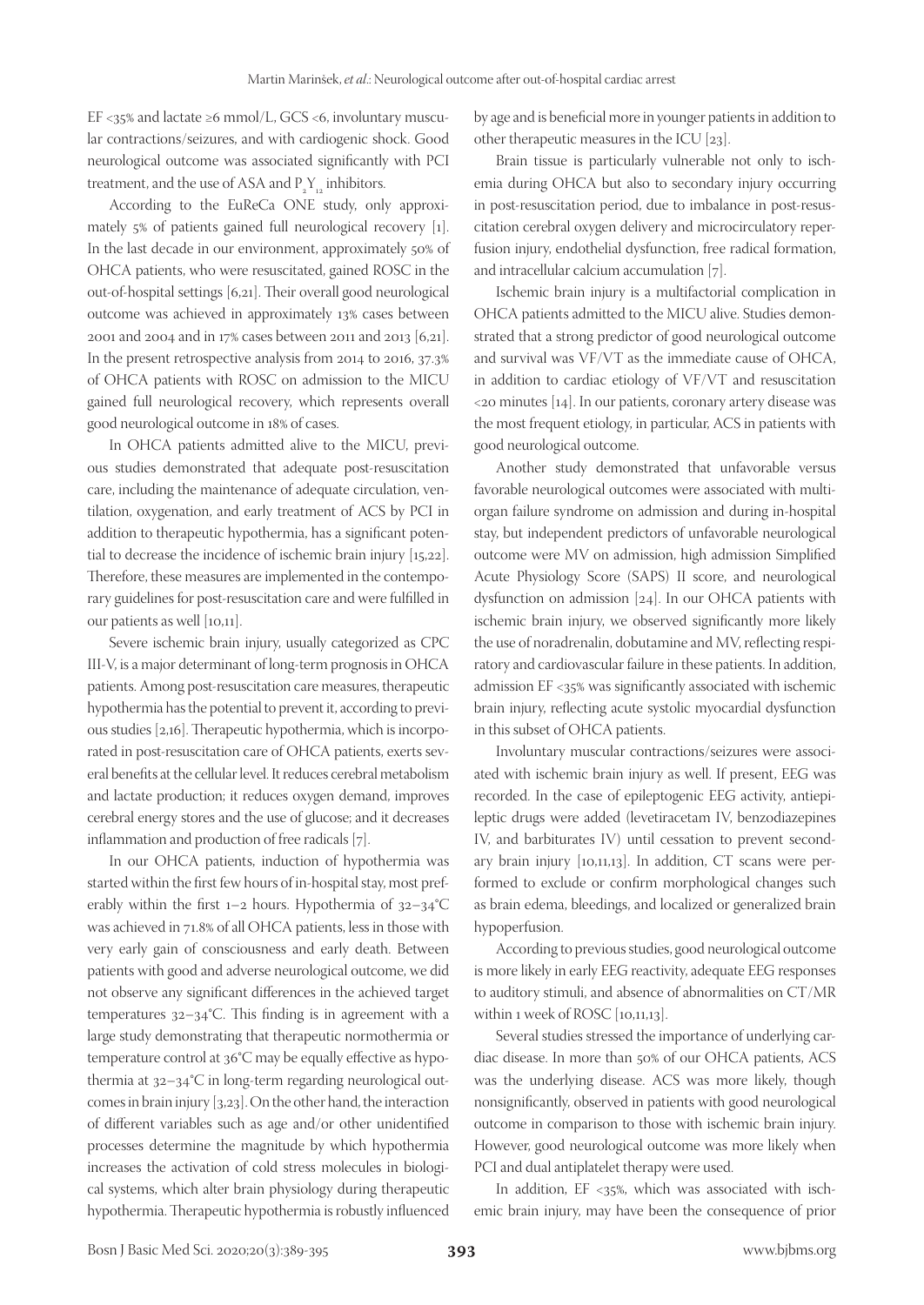EF <35% and lactate ≥6 mmol/L, GCS <6, involuntary muscular contractions/seizures, and with cardiogenic shock. Good neurological outcome was associated significantly with PCI treatment, and the use of ASA and $P_2Y_{12}$ inhibitors.

According to the EuReCa ONE study, only approximately 5% of patients gained full neurological recovery [1]. In the last decade in our environment, approximately 50% of OHCA patients, who were resuscitated, gained ROSC in the out-of-hospital settings [6,21]. Their overall good neurological outcome was achieved in approximately 13% cases between 2001 and 2004 and in 17% cases between 2011 and 2013 [6,21]. In the present retrospective analysis from 2014 to 2016, 37.3% of OHCA patients with ROSC on admission to the MICU gained full neurological recovery, which represents overall good neurological outcome in 18% of cases.

In OHCA patients admitted alive to the MICU, previous studies demonstrated that adequate post-resuscitation care, including the maintenance of adequate circulation, ventilation, oxygenation, and early treatment of ACS by PCI in addition to therapeutic hypothermia, has a significant potential to decrease the incidence of ischemic brain injury [15,22]. Therefore, these measures are implemented in the contemporary guidelines for post-resuscitation care and were fulfilled in our patients as well [10,11].

Severe ischemic brain injury, usually categorized as CPC III-V, is a major determinant of long-term prognosis in OHCA patients. Among post-resuscitation care measures, therapeutic hypothermia has the potential to prevent it, according to previous studies [2,16]. Therapeutic hypothermia, which is incorporated in post-resuscitation care of OHCA patients, exerts several benefits at the cellular level. It reduces cerebral metabolism and lactate production; it reduces oxygen demand, improves cerebral energy stores and the use of glucose; and it decreases inflammation and production of free radicals [7].

In our OHCA patients, induction of hypothermia was started within the first few hours of in-hospital stay, most preferably within the first 1–2 hours. Hypothermia of 32–34°C was achieved in 71.8% of all OHCA patients, less in those with very early gain of consciousness and early death. Between patients with good and adverse neurological outcome, we did not observe any significant differences in the achieved target temperatures 32–34°C. This finding is in agreement with a large study demonstrating that therapeutic normothermia or temperature control at 36°C may be equally effective as hypothermia at 32–34°C in long-term regarding neurological outcomes in brain injury [3,23]. On the other hand, the interaction of different variables such as age and/or other unidentified processes determine the magnitude by which hypothermia increases the activation of cold stress molecules in biological systems, which alter brain physiology during therapeutic hypothermia. Therapeutic hypothermia is robustly influenced by age and is beneficial more in younger patients in addition to other therapeutic measures in the ICU [23].

Brain tissue is particularly vulnerable not only to ischemia during OHCA but also to secondary injury occurring in post-resuscitation period, due to imbalance in post-resuscitation cerebral oxygen delivery and microcirculatory reperfusion injury, endothelial dysfunction, free radical formation, and intracellular calcium accumulation [7].

Ischemic brain injury is a multifactorial complication in OHCA patients admitted to the MICU alive. Studies demonstrated that a strong predictor of good neurological outcome and survival was VF/VT as the immediate cause of OHCA, in addition to cardiac etiology of VF/VT and resuscitation <20 minutes [14]. In our patients, coronary artery disease was the most frequent etiology, in particular, ACS in patients with good neurological outcome.

Another study demonstrated that unfavorable versus favorable neurological outcomes were associated with multiorgan failure syndrome on admission and during in-hospital stay, but independent predictors of unfavorable neurological outcome were MV on admission, high admission Simplified Acute Physiology Score (SAPS) II score, and neurological dysfunction on admission [24]. In our OHCA patients with ischemic brain injury, we observed significantly more likely the use of noradrenalin, dobutamine and MV, reflecting respiratory and cardiovascular failure in these patients. In addition, admission EF <35% was significantly associated with ischemic brain injury, reflecting acute systolic myocardial dysfunction in this subset of OHCA patients.

Involuntary muscular contractions/seizures were associated with ischemic brain injury as well. If present, EEG was recorded. In the case of epileptogenic EEG activity, antiepileptic drugs were added (levetiracetam IV, benzodiazepines IV, and barbiturates IV) until cessation to prevent secondary brain injury [10,11,13]. In addition, CT scans were performed to exclude or confirm morphological changes such as brain edema, bleedings, and localized or generalized brain hypoperfusion.

According to previous studies, good neurological outcome is more likely in early EEG reactivity, adequate EEG responses to auditory stimuli, and absence of abnormalities on CT/MR within 1 week of ROSC [10,11,13].

Several studies stressed the importance of underlying cardiac disease. In more than 50% of our OHCA patients, ACS was the underlying disease. ACS was more likely, though nonsignificantly, observed in patients with good neurological outcome in comparison to those with ischemic brain injury. However, good neurological outcome was more likely when PCI and dual antiplatelet therapy were used.

In addition, EF <35%, which was associated with ischemic brain injury, may have been the consequence of prior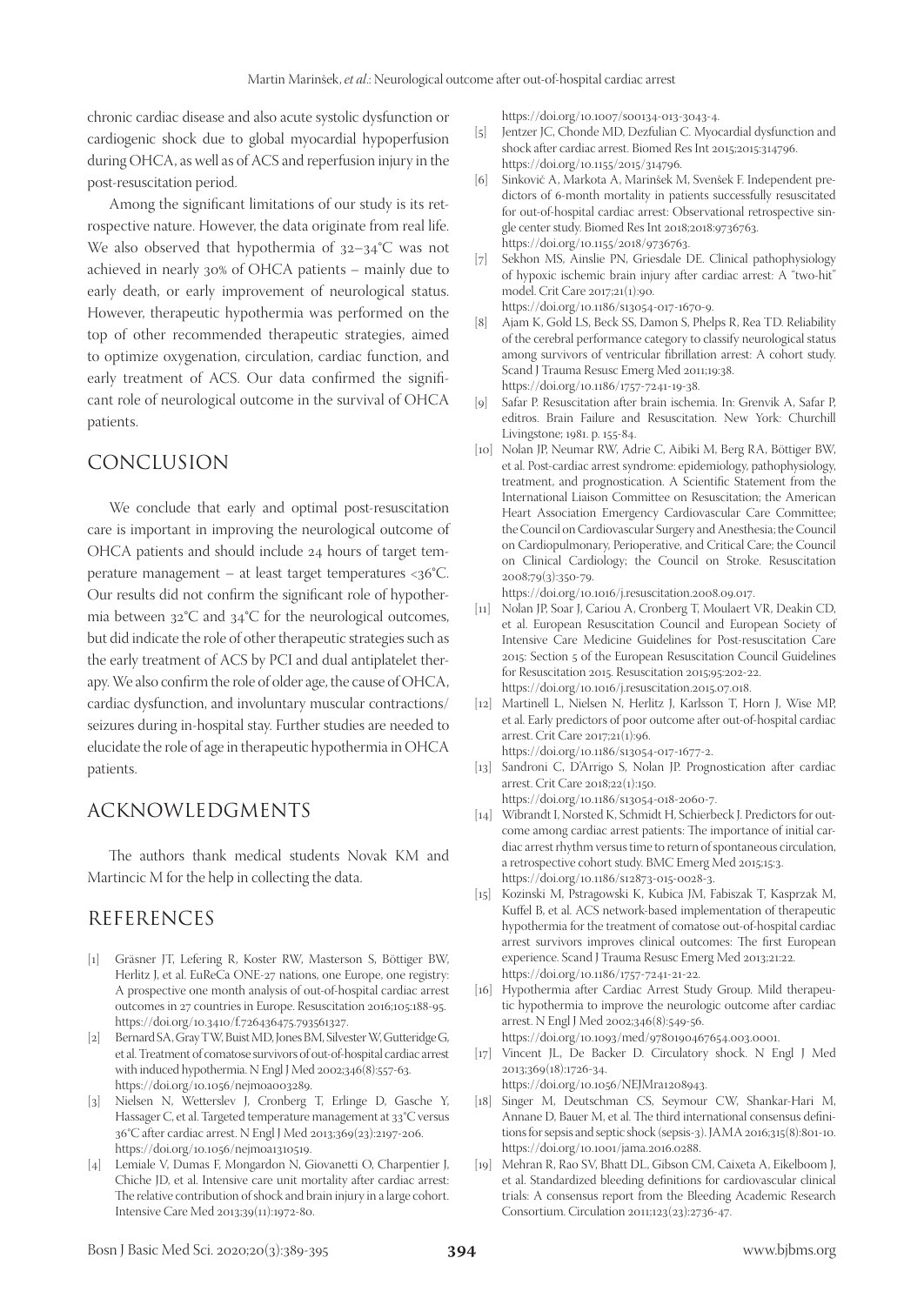chronic cardiac disease and also acute systolic dysfunction or cardiogenic shock due to global myocardial hypoperfusion during OHCA, as well as of ACS and reperfusion injury in the post-resuscitation period.

Among the significant limitations of our study is its retrospective nature. However, the data originate from real life. We also observed that hypothermia of 32–34°C was not achieved in nearly 30% of OHCA patients – mainly due to early death, or early improvement of neurological status. However, therapeutic hypothermia was performed on the top of other recommended therapeutic strategies, aimed to optimize oxygenation, circulation, cardiac function, and early treatment of ACS. Our data confirmed the significant role of neurological outcome in the survival of OHCA patients.

## CONCLUSION

We conclude that early and optimal post-resuscitation care is important in improving the neurological outcome of OHCA patients and should include 24 hours of target temperature management – at least target temperatures <36°C. Our results did not confirm the significant role of hypothermia between 32°C and 34°C for the neurological outcomes, but did indicate the role of other therapeutic strategies such as the early treatment of ACS by PCI and dual antiplatelet therapy. We also confirm the role of older age, the cause of OHCA, cardiac dysfunction, and involuntary muscular contractions/seizures during in-hospital stay. Further studies are needed to elucidate the role of age in therapeutic hypothermia in OHCA patients.

## ACKNOWLEDGMENTS

The authors thank medical students Novak KM and Martincic M for the help in collecting the data.

## REFERENCES

[1] Gräsner JT, Lefering R, Koster RW, Masterson S, Böttiger BW, Herlitz J, et al. EuReCa ONE-27 nations, one Europe, one registry: A prospective one month analysis of out-of-hospital cardiac arrest outcomes in 27 countries in Europe. Resuscitation 2016;105:188-95. https://doi.org/10.3410/f.726436475.793561327.

[2] Bernard SA, Gray TW, Buist MD, Jones BM, Silvester W, Gutteridge G, et al. Treatment of comatose survivors of out-of-hospital cardiac arrest with induced hypothermia. N Engl J Med 2002;346(8):557-63. https://doi.org/10.1056/nejmoa003289.

[3] Nielsen N, Wetterslev J, Cronberg T, Erlinge D, Gasche Y, Hassager C, et al. Targeted temperature management at 33°C versus 36°C after cardiac arrest. N Engl J Med 2013;369(23):2197-206. https://doi.org/10.1056/nejmoa1310519.

[4] Lemiale V, Dumas F, Mongardon N, Giovanetti O, Charpentier J, Chiche JD, et al. Intensive care unit mortality after cardiac arrest: The relative contribution of shock and brain injury in a large cohort. Intensive Care Med 2013;39(11):1972-80. https://doi.org/10.1007/s00134-013-3043-4.

[5] Jentzer JC, Chonde MD, Dezfulian C. Myocardial dysfunction and shock after cardiac arrest. Biomed Res Int 2015;2015:314796. https://doi.org/10.1155/2015/314796.

[6] Sinković A, Markota A, Marinšek M, Svenšek F. Independent predictors of 6-month mortality in patients successfully resuscitated for out-of-hospital cardiac arrest: Observational retrospective single center study. Biomed Res Int 2018;2018:9736763. https://doi.org/10.1155/2018/9736763.

[7] Sekhon MS, Ainslie PN, Griesdale DE. Clinical pathophysiology of hypoxic ischemic brain injury after cardiac arrest: A "two-hit" model. Crit Care 2017;21(1):90. https://doi.org/10.1186/s13054-017-1670-9.

[8] Ajam K, Gold LS, Beck SS, Damon S, Phelps R, Rea TD. Reliability of the cerebral performance category to classify neurological status among survivors of ventricular fibrillation arrest: A cohort study. Scand J Trauma Resusc Emerg Med 2011;19:38. https://doi.org/10.1186/1757-7241-19-38.

[9] Safar P. Resuscitation after brain ischemia. In: Grenvik A, Safar P, editros. Brain Failure and Resuscitation. New York: Churchill Livingstone; 1981. p. 155-84.

[10] Nolan JP, Neumar RW, Adrie C, Aibiki M, Berg RA, Böttiger BW, et al. Post-cardiac arrest syndrome: epidemiology, pathophysiology, treatment, and prognostication. A Scientific Statement from the International Liaison Committee on Resuscitation; the American Heart Association Emergency Cardiovascular Care Committee; the Council on Cardiovascular Surgery and Anesthesia; the Council on Cardiopulmonary, Perioperative, and Critical Care; the Council on Clinical Cardiology; the Council on Stroke. Resuscitation 2008;79(3):350-79. https://doi.org/10.1016/j.resuscitation.2008.09.017.

[11] Nolan JP, Soar J, Cariou A, Cronberg T, Moulaert VR, Deakin CD, et al. European Resuscitation Council and European Society of Intensive Care Medicine Guidelines for Post-resuscitation Care 2015: Section 5 of the European Resuscitation Council Guidelines for Resuscitation 2015. Resuscitation 2015;95:202-22. https://doi.org/10.1016/j.resuscitation.2015.07.018.

[12] Martinell L, Nielsen N, Herlitz J, Karlsson T, Horn J, Wise MP, et al. Early predictors of poor outcome after out-of-hospital cardiac arrest. Crit Care 2017;21(1):96. https://doi.org/10.1186/s13054-017-1677-2.

[13] Sandroni C, D'Arrigo S, Nolan JP. Prognostication after cardiac arrest. Crit Care 2018;22(1):150. https://doi.org/10.1186/s13054-018-2060-7.

[14] Wibrandt I, Norsted K, Schmidt H, Schierbeck J. Predictors for outcome among cardiac arrest patients: The importance of initial cardiac arrest rhythm versus time to return of spontaneous circulation, a retrospective cohort study. BMC Emerg Med 2015;15:3. https://doi.org/10.1186/s12873-015-0028-3.

[15] Kozinski M, Pstragowski K, Kubica JM, Fabiszak T, Kasprzak M, Kuffel B, et al. ACS network-based implementation of therapeutic hypothermia for the treatment of comatose out-of-hospital cardiac arrest survivors improves clinical outcomes: The first European experience. Scand J Trauma Resusc Emerg Med 2013;21:22. https://doi.org/10.1186/1757-7241-21-22.

[16] Hypothermia after Cardiac Arrest Study Group. Mild therapeutic hypothermia to improve the neurologic outcome after cardiac arrest. N Engl J Med 2002;346(8):549-56. https://doi.org/10.1093/med/9780190467654.003.0001.

[17] Vincent JL, De Backer D. Circulatory shock. N Engl J Med 2013;369(18):1726-34. https://doi.org/10.1056/NEJMra1208943.

[18] Singer M, Deutschman CS, Seymour CW, Shankar-Hari M, Annane D, Bauer M, et al. The third international consensus definitions for sepsis and septic shock (sepsis-3). JAMA 2016;315(8):801-10. https://doi.org/10.1001/jama.2016.0288.

[19] Mehran R, Rao SV, Bhatt DL, Gibson CM, Caixeta A, Eikelboom J, et al. Standardized bleeding definitions for cardiovascular clinical trials: A consensus report from the Bleeding Academic Research Consortium. Circulation 2011;123(23):2736-47.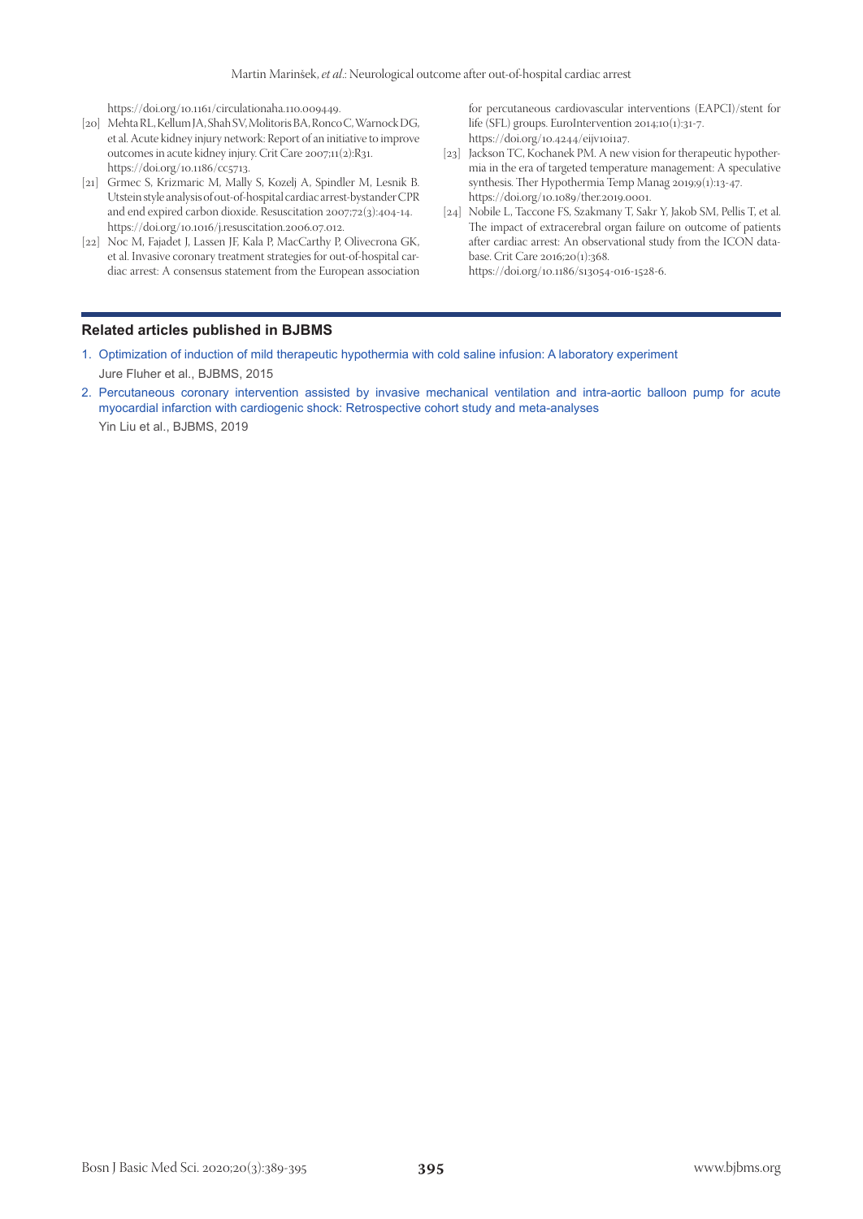https://doi.org/10.1161/circulationaha.110.009449.

[20] Mehta RL, Kellum JA, Shah SV, Molitoris BA, Ronco C, Warnock DG, et al. Acute kidney injury network: Report of an initiative to improve outcomes in acute kidney injury. Crit Care 2007;11(2):R31. https://doi.org/10.1186/cc5713.

[21] Grmec S, Krizmaric M, Mally S, Kozelj A, Spindler M, Lesnik B. Utstein style analysis of out-of-hospital cardiac arrest-bystander CPR and end expired carbon dioxide. Resuscitation 2007;72(3):404-14. https://doi.org/10.1016/j.resuscitation.2006.07.012.

[22] Noc M, Fajadet J, Lassen JF, Kala P, MacCarthy P, Olivecrona GK, et al. Invasive coronary treatment strategies for out-of-hospital cardiac arrest: A consensus statement from the European association for percutaneous cardiovascular interventions (EAPCI)/stent for life (SFL) groups. EuroIntervention 2014;10(1):31-7. https://doi.org/10.4244/eijv10i1a7.

[23] Jackson TC, Kochanek PM. A new vision for therapeutic hypothermia in the era of targeted temperature management: A speculative synthesis. Ther Hypothermia Temp Manag 2019;9(1):13-47. https://doi.org/10.1089/ther.2019.0001.

[24] Nobile L, Taccone FS, Szakmany T, Sakr Y, Jakob SM, Pellis T, et al. The impact of extracerebral organ failure on outcome of patients after cardiac arrest: An observational study from the ICON database. Crit Care 2016;20(1):368. https://doi.org/10.1186/s13054-016-1528-6.

## Related articles published in BJBMS

1. Optimization of induction of mild therapeutic hypothermia with cold saline infusion: A laboratory experiment
   Jure Fluher et al., BJBMS, 2015
2. Percutaneous coronary intervention assisted by invasive mechanical ventilation and intra-aortic balloon pump for acute myocardial infarction with cardiogenic shock: Retrospective cohort study and meta-analyses
   Yin Liu et al., BJBMS, 2019